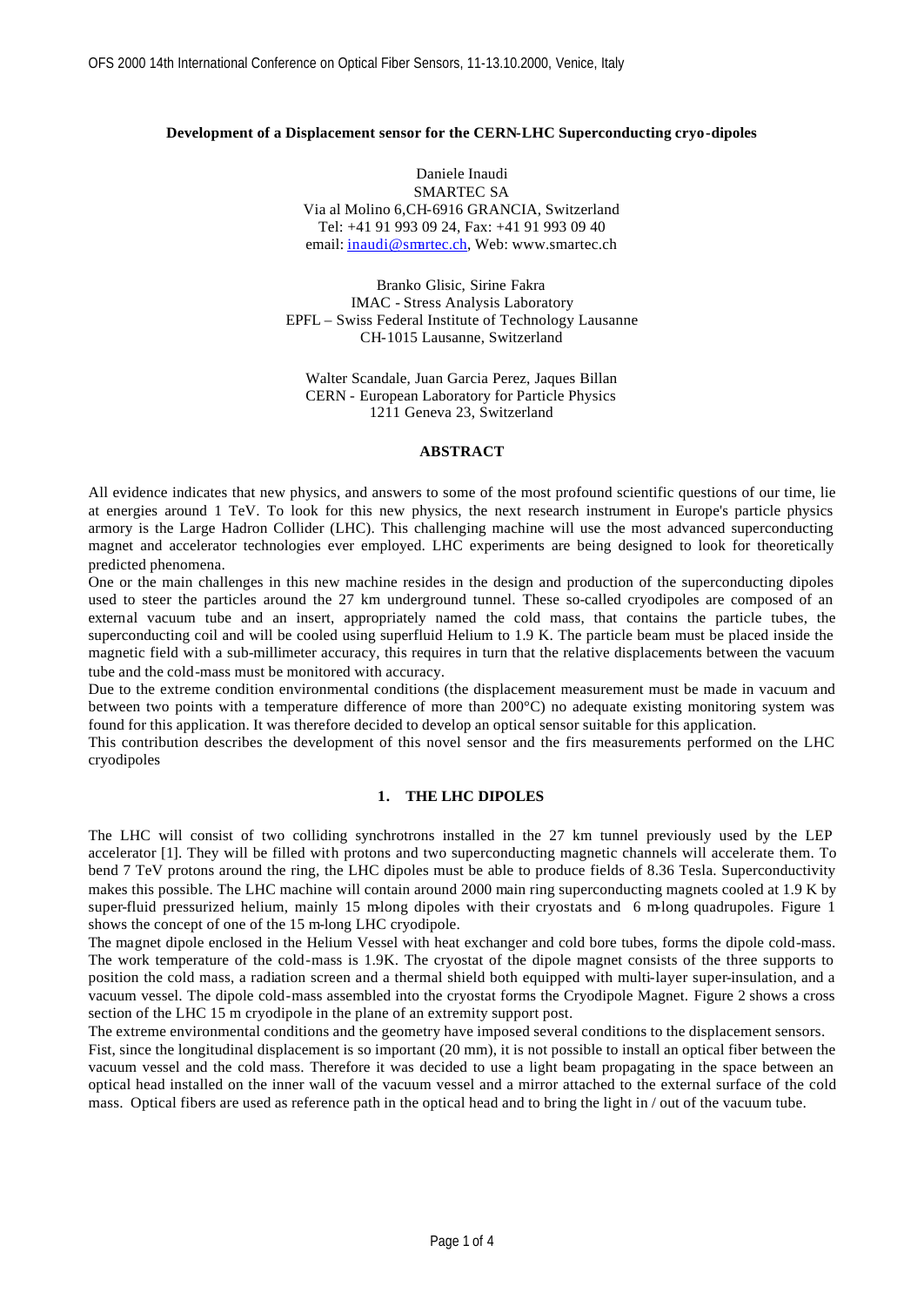# Development of a Displacement sensor for the CERN-LHC Superconducting cryo-dipoles

Daniele Inaudi
SMARTEC SA
Via al Molino 6,CH-6916 GRANCIA, Switzerland
Tel: +41 91 993 09 24, Fax: +41 91 993 09 40
email: inaudi@smartec.ch, Web: www.smartec.ch

Branko Glisic, Sirine Fakra
IMAC - Stress Analysis Laboratory
EPFL – Swiss Federal Institute of Technology Lausanne
CH-1015 Lausanne, Switzerland

Walter Scandale, Juan Garcia Perez, Jaques Billan
CERN - European Laboratory for Particle Physics
1211 Geneva 23, Switzerland

## ABSTRACT

All evidence indicates that new physics, and answers to some of the most profound scientific questions of our time, lie at energies around 1 TeV. To look for this new physics, the next research instrument in Europe's particle physics armory is the Large Hadron Collider (LHC). This challenging machine will use the most advanced superconducting magnet and accelerator technologies ever employed. LHC experiments are being designed to look for theoretically predicted phenomena.

One or the main challenges in this new machine resides in the design and production of the superconducting dipoles used to steer the particles around the 27 km underground tunnel. These so-called cryodipoles are composed of an external vacuum tube and an insert, appropriately named the cold mass, that contains the particle tubes, the superconducting coil and will be cooled using superfluid Helium to 1.9 K. The particle beam must be placed inside the magnetic field with a sub-millimeter accuracy, this requires in turn that the relative displacements between the vacuum tube and the cold-mass must be monitored with accuracy.

Due to the extreme condition environmental conditions (the displacement measurement must be made in vacuum and between two points with a temperature difference of more than 200°C) no adequate existing monitoring system was found for this application. It was therefore decided to develop an optical sensor suitable for this application.

This contribution describes the development of this novel sensor and the firs measurements performed on the LHC cryodipoles

## 1. THE LHC DIPOLES

The LHC will consist of two colliding synchrotrons installed in the 27 km tunnel previously used by the LEP accelerator [1]. They will be filled with protons and two superconducting magnetic channels will accelerate them. To bend 7 TeV protons around the ring, the LHC dipoles must be able to produce fields of 8.36 Tesla. Superconductivity makes this possible. The LHC machine will contain around 2000 main ring superconducting magnets cooled at 1.9 K by super-fluid pressurized helium, mainly 15 m-long dipoles with their cryostats and 6 m-long quadrupoles. Figure 1 shows the concept of one of the 15 m-long LHC cryodipole.

The magnet dipole enclosed in the Helium Vessel with heat exchanger and cold bore tubes, forms the dipole cold-mass. The work temperature of the cold-mass is 1.9K. The cryostat of the dipole magnet consists of the three supports to position the cold mass, a radiation screen and a thermal shield both equipped with multi-layer super-insulation, and a vacuum vessel. The dipole cold-mass assembled into the cryostat forms the Cryodipole Magnet. Figure 2 shows a cross section of the LHC 15 m cryodipole in the plane of an extremity support post.

The extreme environmental conditions and the geometry have imposed several conditions to the displacement sensors.

Fist, since the longitudinal displacement is so important (20 mm), it is not possible to install an optical fiber between the vacuum vessel and the cold mass. Therefore it was decided to use a light beam propagating in the space between an optical head installed on the inner wall of the vacuum vessel and a mirror attached to the external surface of the cold mass. Optical fibers are used as reference path in the optical head and to bring the light in / out of the vacuum tube.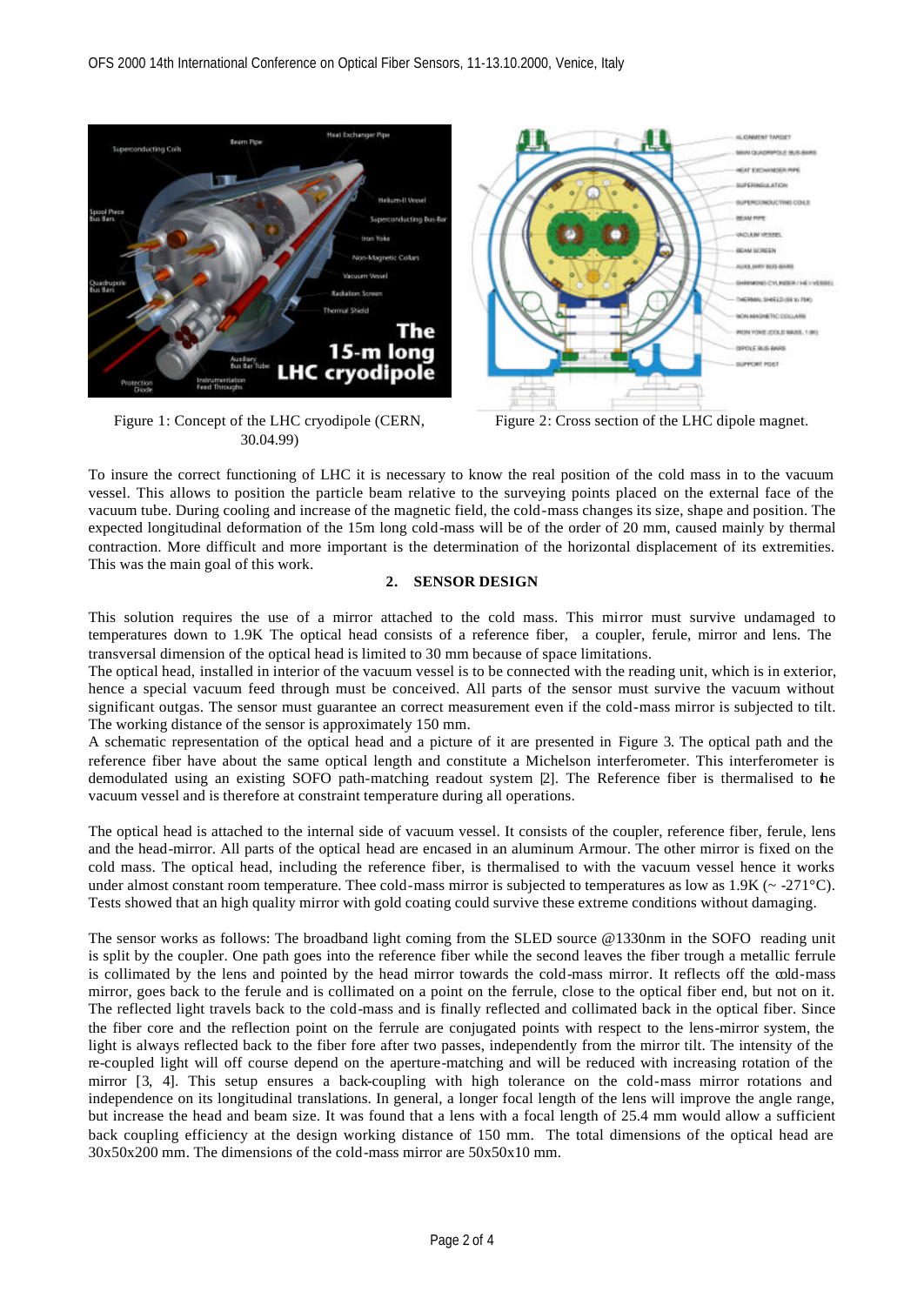Figure 1: Concept of the LHC cryodipole (CERN, 30.04.99)

Figure 2: Cross section of the LHC dipole magnet.

To insure the correct functioning of LHC it is necessary to know the real position of the cold mass in to the vacuum vessel. This allows to position the particle beam relative to the surveying points placed on the external face of the vacuum tube. During cooling and increase of the magnetic field, the cold-mass changes its size, shape and position. The expected longitudinal deformation of the 15m long cold-mass will be of the order of 20 mm, caused mainly by thermal contraction. More difficult and more important is the determination of the horizontal displacement of its extremities. This was the main goal of this work.

## 2. SENSOR DESIGN

This solution requires the use of a mirror attached to the cold mass. This mirror must survive undamaged to temperatures down to 1.9K The optical head consists of a reference fiber, a coupler, ferule, mirror and lens. The transversal dimension of the optical head is limited to 30 mm because of space limitations.
The optical head, installed in interior of the vacuum vessel is to be connected with the reading unit, which is in exterior, hence a special vacuum feed through must be conceived. All parts of the sensor must survive the vacuum without significant outgas. The sensor must guarantee an correct measurement even if the cold-mass mirror is subjected to tilt. The working distance of the sensor is approximately 150 mm.
A schematic representation of the optical head and a picture of it are presented in Figure 3. The optical path and the reference fiber have about the same optical length and constitute a Michelson interferometer. This interferometer is demodulated using an existing SOFO path-matching readout system [2]. The Reference fiber is thermalised to the vacuum vessel and is therefore at constraint temperature during all operations.

The optical head is attached to the internal side of vacuum vessel. It consists of the coupler, reference fiber, ferule, lens and the head-mirror. All parts of the optical head are encased in an aluminum Armour. The other mirror is fixed on the cold mass. The optical head, including the reference fiber, is thermalised to with the vacuum vessel hence it works under almost constant room temperature. Thee cold-mass mirror is subjected to temperatures as low as 1.9K (~ -271°C). Tests showed that an high quality mirror with gold coating could survive these extreme conditions without damaging.

The sensor works as follows: The broadband light coming from the SLED source @1330nm in the SOFO reading unit is split by the coupler. One path goes into the reference fiber while the second leaves the fiber trough a metallic ferrule is collimated by the lens and pointed by the head mirror towards the cold-mass mirror. It reflects off the cold-mass mirror, goes back to the ferule and is collimated on a point on the ferule, close to the optical fiber end, but not on it. The reflected light travels back to the cold-mass and is finally reflected and collimated back in the optical fiber. Since the fiber core and the reflection point on the ferrule are conjugated points with respect to the lens-mirror system, the light is always reflected back to the fiber fore after two passes, independently from the mirror tilt. The intensity of the re-coupled light will off course depend on the aperture-matching and will be reduced with increasing rotation of the mirror [3, 4]. This setup ensures a back-coupling with high tolerance on the cold-mass mirror rotations and independence on its longitudinal translations. In general, a longer focal length of the lens will improve the angle range, but increase the head and beam size. It was found that a lens with a focal length of 25.4 mm would allow a sufficient back coupling efficiency at the design working distance of 150 mm. The total dimensions of the optical head are 30x50x200 mm. The dimensions of the cold-mass mirror are 50x50x10 mm.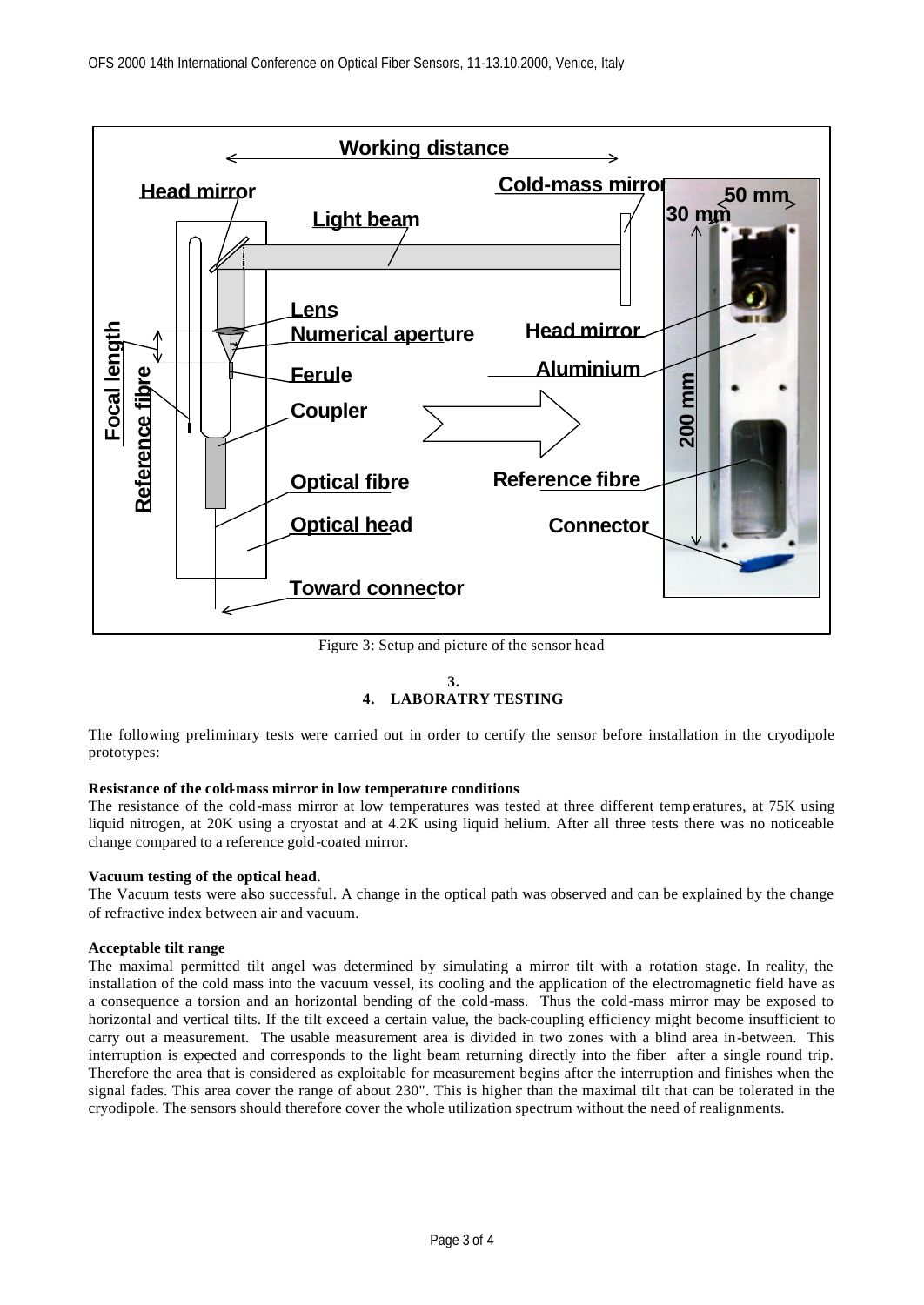Figure 3: Setup and picture of the sensor head

## 3.

## 4. LABORATRY TESTING

The following preliminary tests were carried out in order to certify the sensor before installation in the cryodipole prototypes:

**Resistance of the cold-mass mirror in low temperature conditions**

The resistance of the cold-mass mirror at low temperatures was tested at three different temperatures, at 75K using liquid nitrogen, at 20K using a cryostat and at 4.2K using liquid helium. After all three tests there was no noticeable change compared to a reference gold-coated mirror.

**Vacuum testing of the optical head.**

The Vacuum tests were also successful. A change in the optical path was observed and can be explained by the change of refractive index between air and vacuum.

**Acceptable tilt range**

The maximal permitted tilt angel was determined by simulating a mirror tilt with a rotation stage. In reality, the installation of the cold mass into the vacuum vessel, its cooling and the application of the electromagnetic field have as a consequence a torsion and an horizontal bending of the cold-mass. Thus the cold-mass mirror may be exposed to horizontal and vertical tilts. If the tilt exceed a certain value, the back-coupling efficiency might become insufficient to carry out a measurement. The usable measurement area is divided in two zones with a blind area in-between. This interruption is expected and corresponds to the light beam returning directly into the fiber after a single round trip. Therefore the area that is considered as exploitable for measurement begins after the interruption and finishes when the signal fades. This area cover the range of about 230". This is higher than the maximal tilt that can be tolerated in the cryodipole. The sensors should therefore cover the whole utilization spectrum without the need of realignments.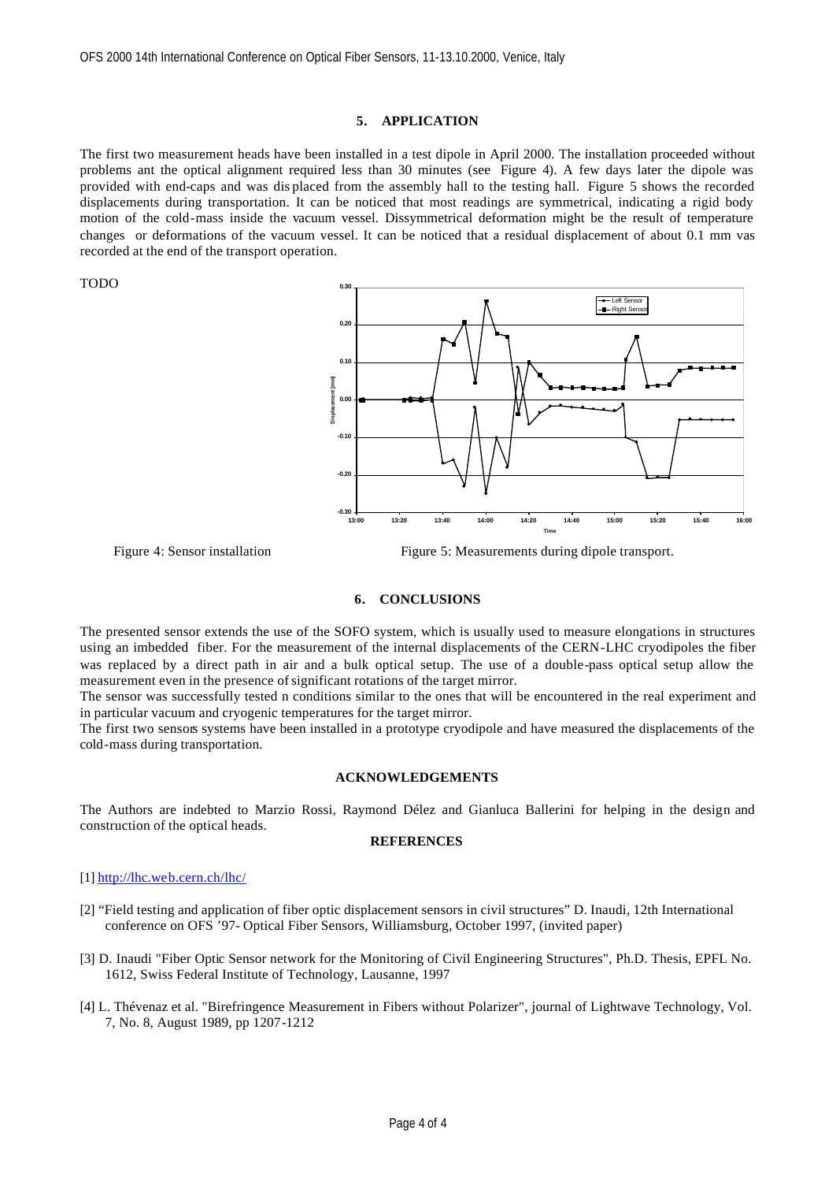## 5. APPLICATION

The first two measurement heads have been installed in a test dipole in April 2000. The installation proceeded without problems ant the optical alignment required less than 30 minutes (see Figure 4). A few days later the dipole was provided with end-caps and was dis placed from the assembly hall to the testing hall. Figure 5 shows the recorded displacements during transportation. It can be noticed that most readings are symmetrical, indicating a rigid body motion of the cold-mass inside the vacuum vessel. Dissymmetrical deformation might be the result of temperature changes or deformations of the vacuum vessel. It can be noticed that a residual displacement of about 0.1 mm vas recorded at the end of the transport operation.

TODO

Left Sensor
Right Sensor
0.30
0.20
0.10
0.00
-0.10
-0.20
-0.30
Displacement [mm]
13:00
13:20
13:40
14:00
14:20
14:40
15:00
15:20
15:40
16:00
Time

Figure 4: Sensor installation

Figure 5: Measurements during dipole transport.

## 6. CONCLUSIONS

The presented sensor extends the use of the SOFO system, which is usually used to measure elongations in structures using an imbedded fiber. For the measurement of the internal displacements of the CERN-LHC cryodipoles the fiber was replaced by a direct path in air and a bulk optical setup. The use of a double-pass optical setup allow the measurement even in the presence of significant rotations of the target mirror.

The sensor was successfully tested n conditions similar to the ones that will be encountered in the real experiment and in particular vacuum and cryogenic temperatures for the target mirror.

The first two sensors systems have been installed in a prototype cryodipole and have measured the displacements of the cold-mass during transportation.

## ACKNOWLEDGEMENTS

The Authors are indebted to Marzio Rossi, Raymond Délez and Gianluca Ballerini for helping in the design and construction of the optical heads.

## REFERENCES

[1] http://lhc.web.cern.ch/lhc/

[2] "Field testing and application of fiber optic displacement sensors in civil structures" D. Inaudi, 12th International conference on OFS '97- Optical Fiber Sensors, Williamsburg, October 1997, (invited paper)

[3] D. Inaudi "Fiber Optic Sensor network for the Monitoring of Civil Engineering Structures", Ph.D. Thesis, EPFL No. 1612, Swiss Federal Institute of Technology, Lausanne, 1997

[4] L. Thévenaz et al. "Birefringence Measurement in Fibers without Polarizer", journal of Lightwave Technology, Vol. 7, No. 8, August 1989, pp 1207-1212